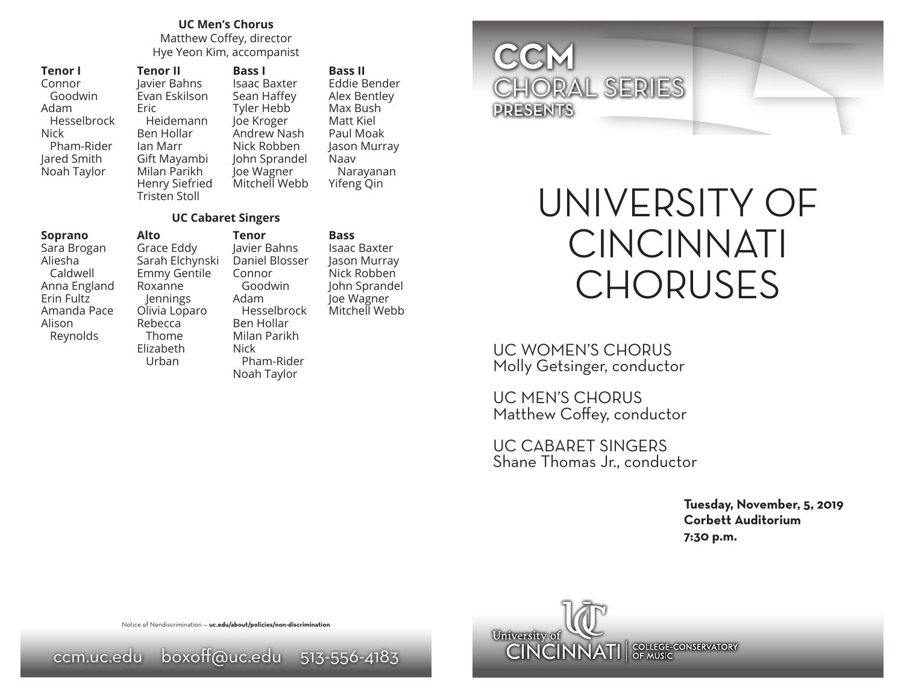## UC Men's Chorus

Matthew Coffey, director
Hye Yeon Kim, accompanist

| Tenor I | Tenor II | Bass I | Bass II |
|---|---|---|---|
| Connor Goodwin | Javier Bahns | Isaac Baxter | Eddie Bender |
| Adam Hesselbrock | Evan Eskilson | Sean Haffey | Alex Bentley |
| Nick Pham-Rider | Eric Heidemann | Tyler Hebb | Max Bush |
| Jared Smith | Ben Hollar | Joe Kroger | Matt Kiel |
| Noah Taylor | Ian Marr | Andrew Nash | Paul Moak |
| | Gift Mayambi | Nick Robben | Jason Murray |
| | Milan Parikh | John Sprandel | Naav Narayanan |
| | Henry Siefried | Joe Wagner | Yifeng Qin |
| | Tristen Stoll | Mitchell Webb | |

## UC Cabaret Singers

| Soprano | Alto | Tenor | Bass |
|---|---|---|---|
| Sara Brogan | Grace Eddy | Javier Bahns | Isaac Baxter |
| Aliesha Caldwell | Sarah Elchynski | Daniel Blosser | Jason Murray |
| Anna England | Emmy Gentile | Connor Goodwin | Nick Robben |
| Erin Fultz | Roxanne Jennings | Adam Hesselbrock | John Sprandel |
| Amanda Pace | Olivia Loparo | Ben Hollar | Joe Wagner |
| Alison Reynolds | Rebecca Thome | Milan Parikh | Mitchell Webb |
| | Elizabeth Urban | Nick Pham-Rider | |
| | | Noah Taylor | |

Notice of Nondiscrimination – **uc.edu/about/policies/non-discrimination**

ccm.uc.edu boxoff@uc.edu 513-556-4183

CCM CHORAL SERIES PRESENTS

# UNIVERSITY OF CINCINNATI CHORUSES

UC WOMEN'S CHORUS
Molly Getsinger, conductor

UC MEN'S CHORUS
Matthew Coffey, conductor

UC CABARET SINGERS
Shane Thomas Jr., conductor

**Tuesday, November, 5, 2019**
**Corbett Auditorium**
**7:30 p.m.**

University of CINCINNATI | COLLEGE-CONSERVATORY OF MUSIC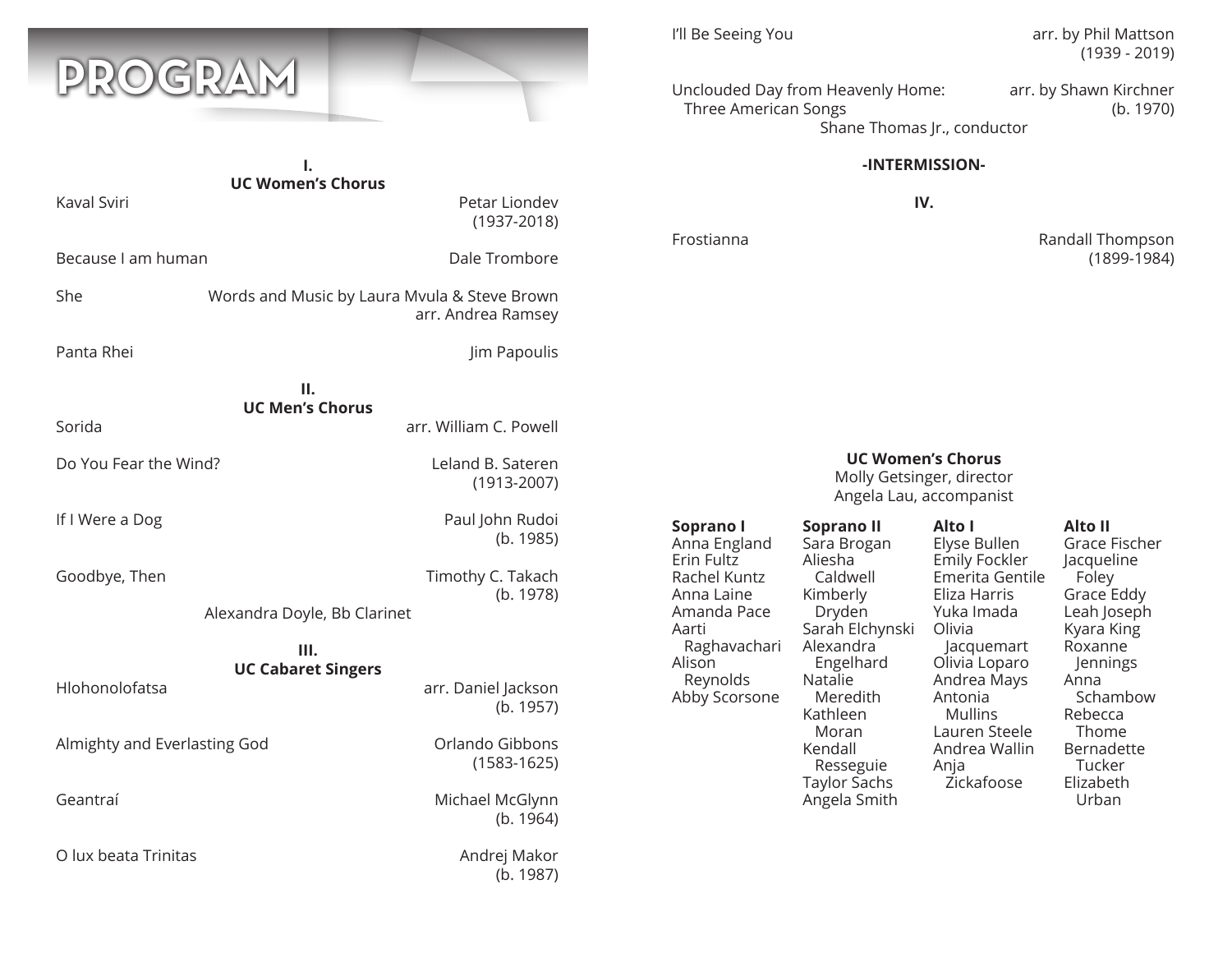# PROGRAM

**I.**
**UC Women's Chorus**

Kaval Sviri — Petar Liondev (1937-2018)

Because I am human — Dale Trombore

She — Words and Music by Laura Mvula & Steve Brown, arr. Andrea Ramsey

Panta Rhei — Jim Papoulis

**II.**
**UC Men's Chorus**

Sorida — arr. William C. Powell

Do You Fear the Wind? — Leland B. Sateren (1913-2007)

If I Were a Dog — Paul John Rudoi (b. 1985)

Goodbye, Then — Timothy C. Takach (b. 1978)

Alexandra Doyle, Bb Clarinet

**III.**
**UC Cabaret Singers**

Hlohonolofatsa — arr. Daniel Jackson (b. 1957)

Almighty and Everlasting God — Orlando Gibbons (1583-1625)

Geantraí — Michael McGlynn (b. 1964)

O lux beata Trinitas — Andrej Makor (b. 1987)

I'll Be Seeing You — arr. by Phil Mattson (1939 - 2019)

Unclouded Day from Heavenly Home: Three American Songs — arr. by Shawn Kirchner (b. 1970)

Shane Thomas Jr., conductor

**-INTERMISSION-**

**IV.**

Frostianna — Randall Thompson (1899-1984)

**UC Women's Chorus**
Molly Getsinger, director
Angela Lau, accompanist

| **Soprano I** | **Soprano II** | **Alto I** | **Alto II** |
| --- | --- | --- | --- |
| Anna England | Sara Brogan | Elyse Bullen | Grace Fischer |
| Erin Fultz | Aliesha Caldwell | Emily Fockler | Jacqueline Foley |
| Rachel Kuntz | Kimberly Dryden | Emerita Gentile | Grace Eddy |
| Anna Laine | Sarah Elchynski | Eliza Harris | Leah Joseph |
| Amanda Pace | Alexandra Engelhard | Yuka Imada | Kyara King |
| Aarti Raghavachari | Natalie Meredith | Olivia Jacquemart | Roxanne Jennings |
| Alison Reynolds | Kathleen Moran | Olivia Loparo | Anna Schambow |
| Abby Scorsone | Kendall Resseguie | Andrea Mays | Rebecca Thome |
| | Taylor Sachs | Antonia Mullins | Bernadette Tucker |
| | Angela Smith | Lauren Steele | Elizabeth Urban |
| | | Andrea Wallin | |
| | | Anja Zickafoose | |